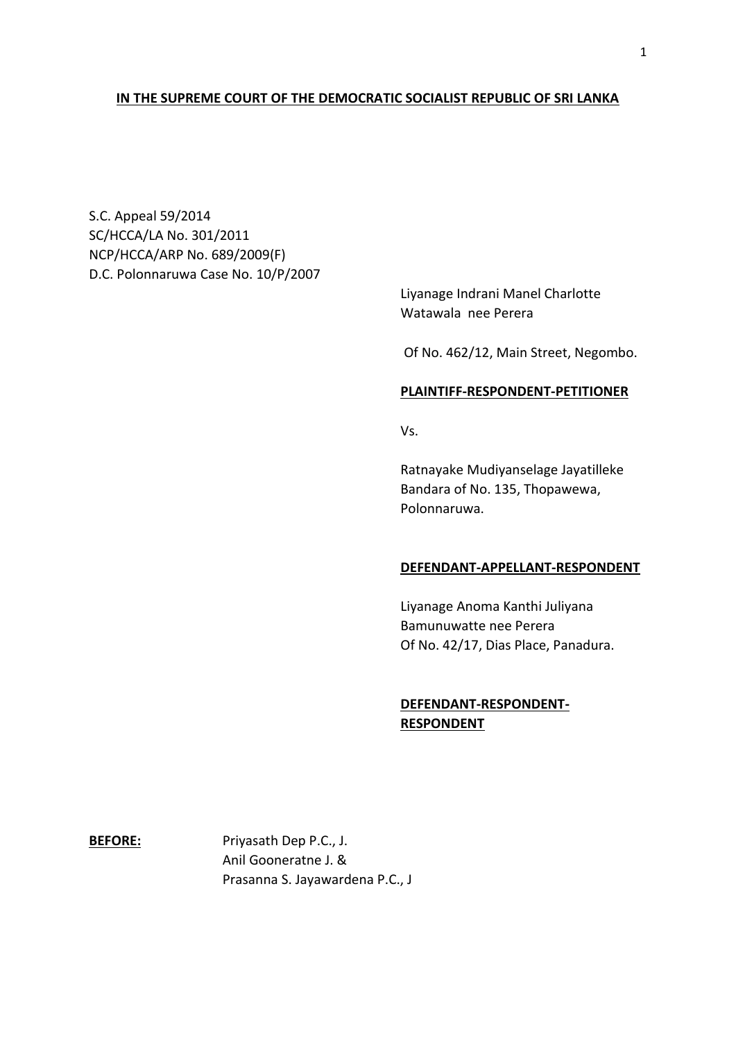**IN THE SUPREME COURT OF THE DEMOCRATIC SOCIALIST REPUBLIC OF SRI LANKA**

S.C. Appeal 59/2014
SC/HCCA/LA No. 301/2011
NCP/HCCA/ARP No. 689/2009(F)
D.C. Polonnaruwa Case No. 10/P/2007

Liyanage Indrani Manel Charlotte Watawala nee Perera

Of No. 462/12, Main Street, Negombo.

**PLAINTIFF-RESPONDENT-PETITIONER**

Vs.

Ratnayake Mudiyanselage Jayatilleke Bandara of No. 135, Thopawewa, Polonnaruwa.

**DEFENDANT-APPELLANT-RESPONDENT**

Liyanage Anoma Kanthi Juliyana Bamunuwatte nee Perera
Of No. 42/17, Dias Place, Panadura.

**DEFENDANT-RESPONDENT-RESPONDENT**

**BEFORE:** Priyasath Dep P.C., J.
Anil Gooneratne J. &
Prasanna S. Jayawardena P.C., J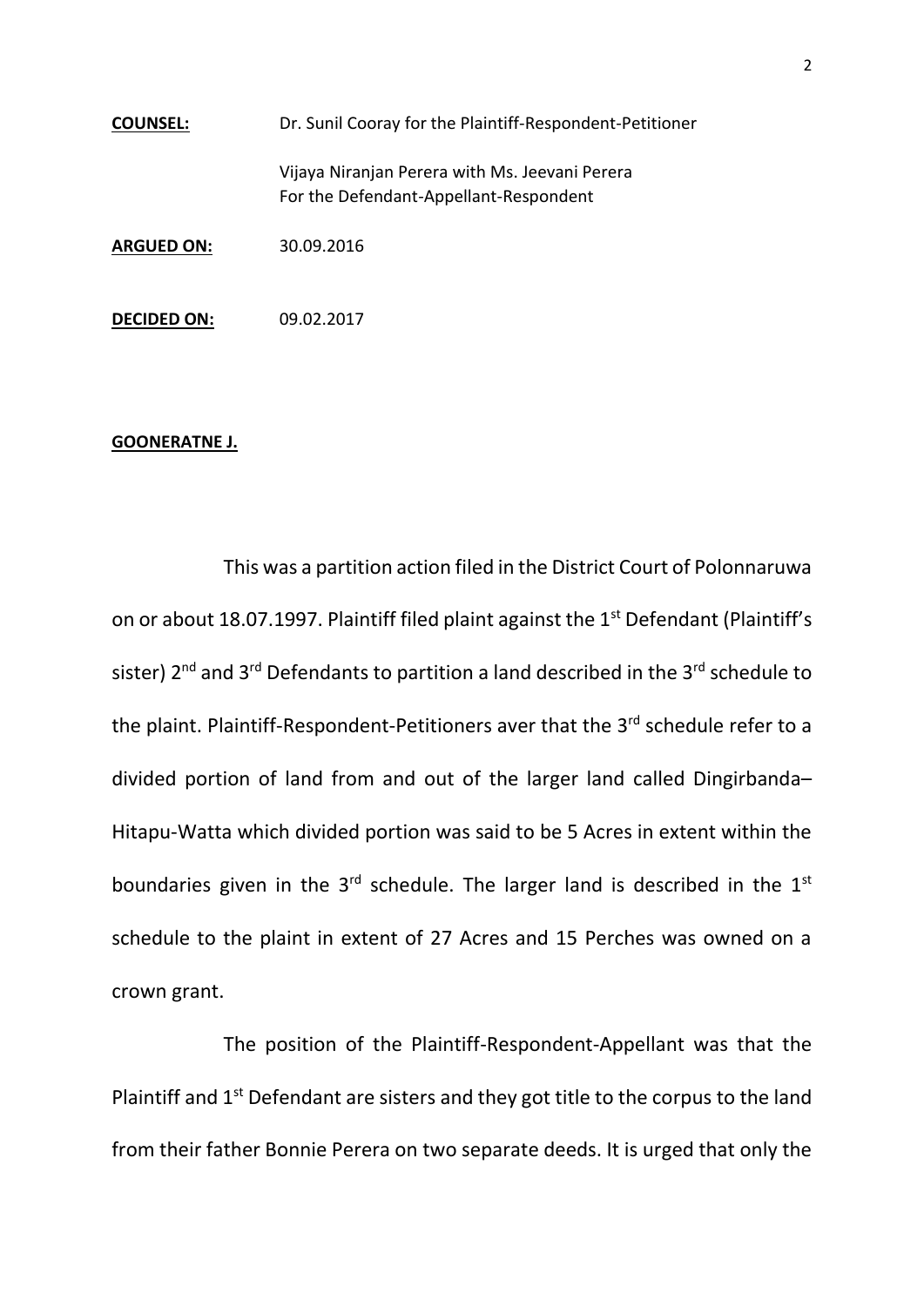**COUNSEL:** Dr. Sunil Cooray for the Plaintiff-Respondent-Petitioner

Vijaya Niranjan Perera with Ms. Jeevani Perera
For the Defendant-Appellant-Respondent

**ARGUED ON:** 30.09.2016

**DECIDED ON:** 09.02.2017

**GOONERATNE J.**

This was a partition action filed in the District Court of Polonnaruwa on or about 18.07.1997. Plaintiff filed plaint against the 1st Defendant (Plaintiff's sister) 2nd and 3rd Defendants to partition a land described in the 3rd schedule to the plaint. Plaintiff-Respondent-Petitioners aver that the 3rd schedule refer to a divided portion of land from and out of the larger land called Dingirbanda–Hitapu-Watta which divided portion was said to be 5 Acres in extent within the boundaries given in the 3rd schedule. The larger land is described in the 1st schedule to the plaint in extent of 27 Acres and 15 Perches was owned on a crown grant.

The position of the Plaintiff-Respondent-Appellant was that the Plaintiff and 1st Defendant are sisters and they got title to the corpus to the land from their father Bonnie Perera on two separate deeds. It is urged that only the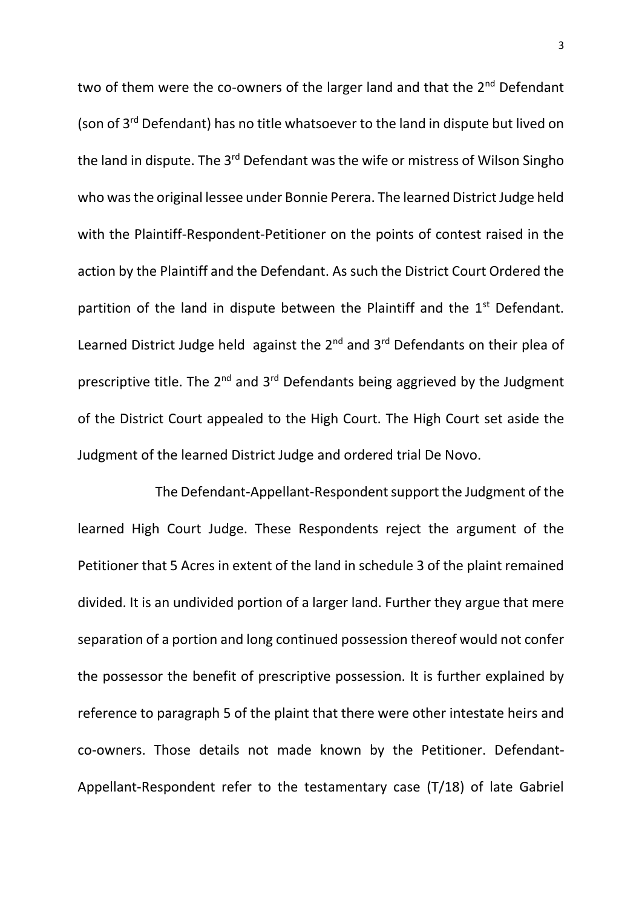two of them were the co-owners of the larger land and that the 2nd Defendant (son of 3rd Defendant) has no title whatsoever to the land in dispute but lived on the land in dispute. The 3rd Defendant was the wife or mistress of Wilson Singho who was the original lessee under Bonnie Perera. The learned District Judge held with the Plaintiff-Respondent-Petitioner on the points of contest raised in the action by the Plaintiff and the Defendant. As such the District Court Ordered the partition of the land in dispute between the Plaintiff and the 1st Defendant. Learned District Judge held against the 2nd and 3rd Defendants on their plea of prescriptive title. The 2nd and 3rd Defendants being aggrieved by the Judgment of the District Court appealed to the High Court. The High Court set aside the Judgment of the learned District Judge and ordered trial De Novo.

The Defendant-Appellant-Respondent support the Judgment of the learned High Court Judge. These Respondents reject the argument of the Petitioner that 5 Acres in extent of the land in schedule 3 of the plaint remained divided. It is an undivided portion of a larger land. Further they argue that mere separation of a portion and long continued possession thereof would not confer the possessor the benefit of prescriptive possession. It is further explained by reference to paragraph 5 of the plaint that there were other intestate heirs and co-owners. Those details not made known by the Petitioner. Defendant-Appellant-Respondent refer to the testamentary case (T/18) of late Gabriel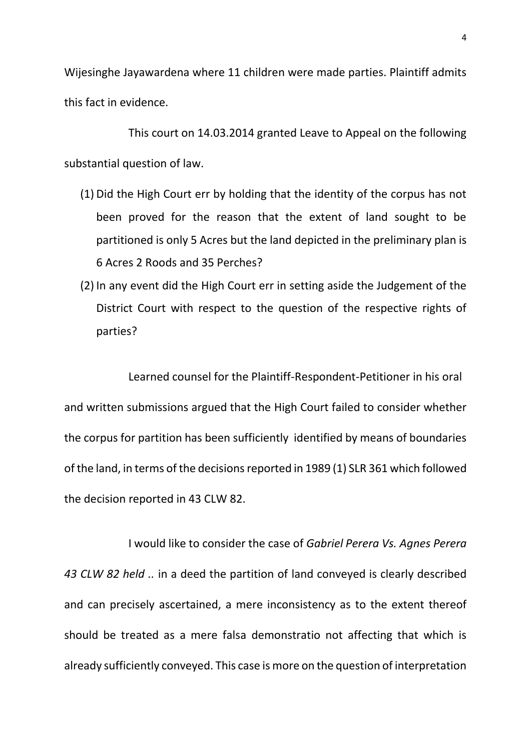Wijesinghe Jayawardena where 11 children were made parties. Plaintiff admits this fact in evidence.

This court on 14.03.2014 granted Leave to Appeal on the following substantial question of law.

(1) Did the High Court err by holding that the identity of the corpus has not been proved for the reason that the extent of land sought to be partitioned is only 5 Acres but the land depicted in the preliminary plan is 6 Acres 2 Roods and 35 Perches?

(2) In any event did the High Court err in setting aside the Judgement of the District Court with respect to the question of the respective rights of parties?

Learned counsel for the Plaintiff-Respondent-Petitioner in his oral and written submissions argued that the High Court failed to consider whether the corpus for partition has been sufficiently identified by means of boundaries of the land, in terms of the decisions reported in 1989 (1) SLR 361 which followed the decision reported in 43 CLW 82.

I would like to consider the case of *Gabriel Perera Vs. Agnes Perera 43 CLW 82 held ..* in a deed the partition of land conveyed is clearly described and can precisely ascertained, a mere inconsistency as to the extent thereof should be treated as a mere falsa demonstratio not affecting that which is already sufficiently conveyed. This case is more on the question of interpretation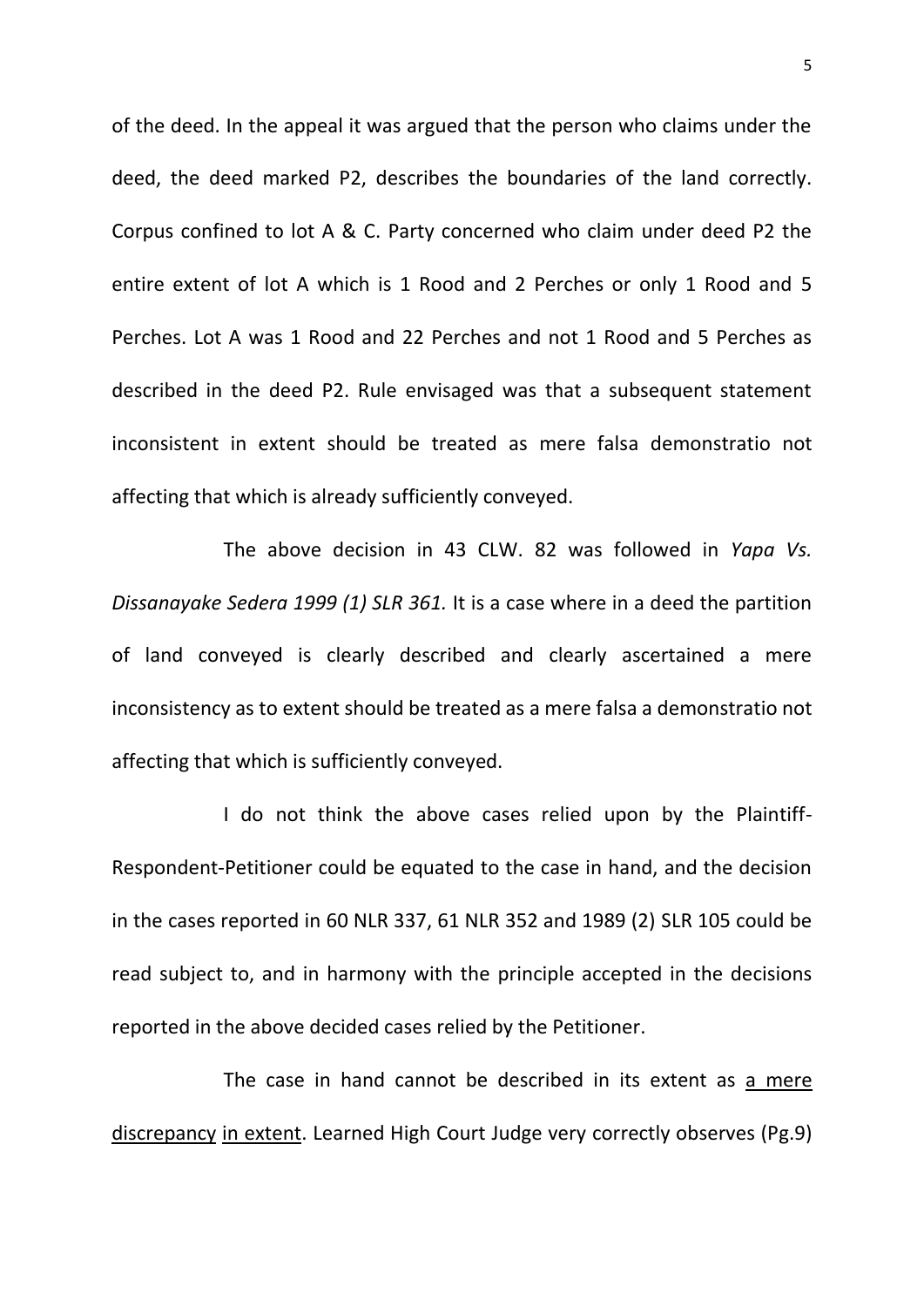of the deed. In the appeal it was argued that the person who claims under the deed, the deed marked P2, describes the boundaries of the land correctly. Corpus confined to lot A & C. Party concerned who claim under deed P2 the entire extent of lot A which is 1 Rood and 2 Perches or only 1 Rood and 5 Perches. Lot A was 1 Rood and 22 Perches and not 1 Rood and 5 Perches as described in the deed P2. Rule envisaged was that a subsequent statement inconsistent in extent should be treated as mere falsa demonstratio not affecting that which is already sufficiently conveyed.

The above decision in 43 CLW. 82 was followed in *Yapa Vs. Dissanayake Sedera 1999 (1) SLR 361.* It is a case where in a deed the partition of land conveyed is clearly described and clearly ascertained a mere inconsistency as to extent should be treated as a mere falsa a demonstratio not affecting that which is sufficiently conveyed.

I do not think the above cases relied upon by the Plaintiff-Respondent-Petitioner could be equated to the case in hand, and the decision in the cases reported in 60 NLR 337, 61 NLR 352 and 1989 (2) SLR 105 could be read subject to, and in harmony with the principle accepted in the decisions reported in the above decided cases relied by the Petitioner.

The case in hand cannot be described in its extent as <u>a mere discrepancy</u> <u>in extent</u>. Learned High Court Judge very correctly observes (Pg.9)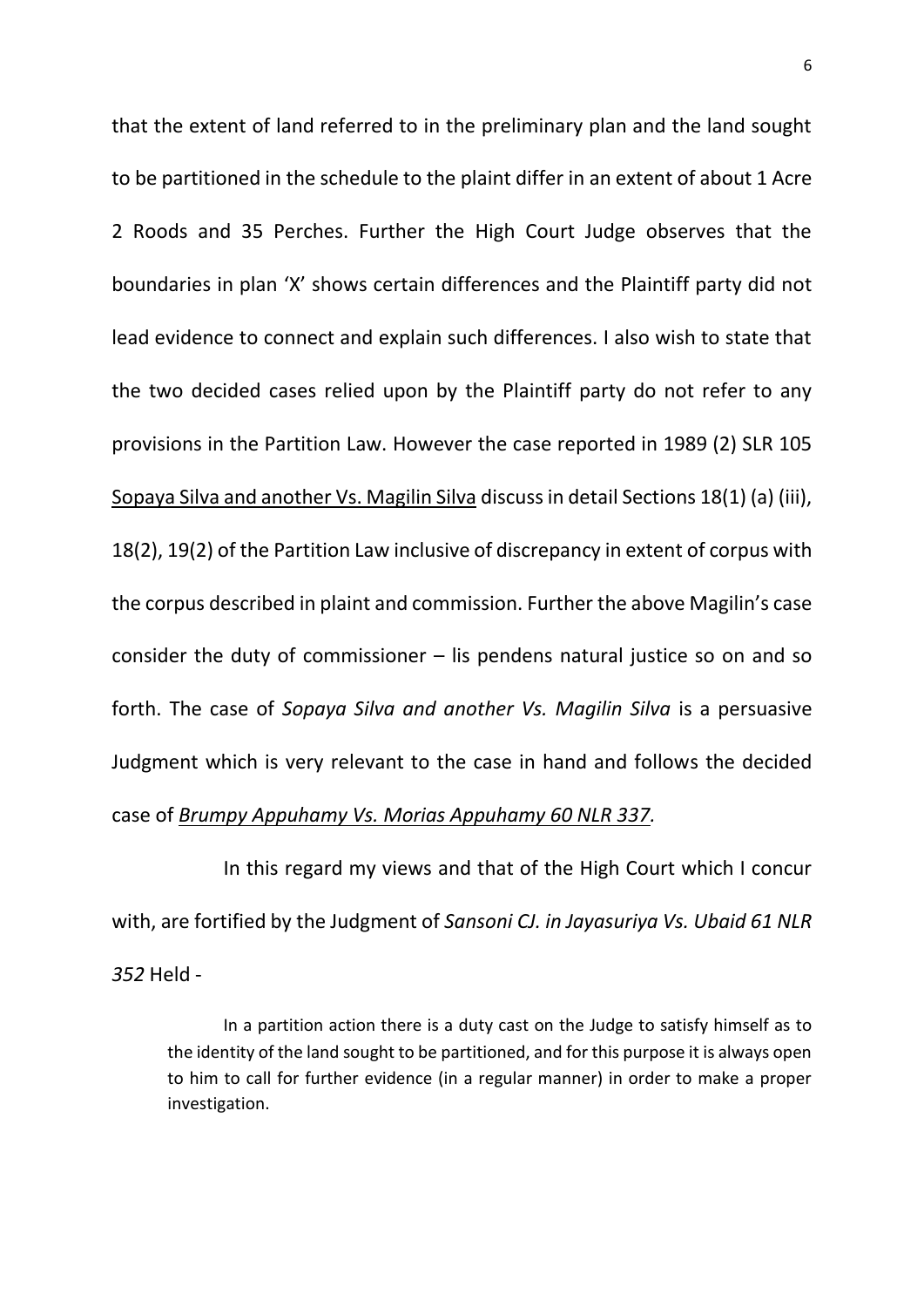that the extent of land referred to in the preliminary plan and the land sought to be partitioned in the schedule to the plaint differ in an extent of about 1 Acre 2 Roods and 35 Perches. Further the High Court Judge observes that the boundaries in plan 'X' shows certain differences and the Plaintiff party did not lead evidence to connect and explain such differences. I also wish to state that the two decided cases relied upon by the Plaintiff party do not refer to any provisions in the Partition Law. However the case reported in 1989 (2) SLR 105 Sopaya Silva and another Vs. Magilin Silva discuss in detail Sections 18(1) (a) (iii), 18(2), 19(2) of the Partition Law inclusive of discrepancy in extent of corpus with the corpus described in plaint and commission. Further the above Magilin's case consider the duty of commissioner – lis pendens natural justice so on and so forth. The case of *Sopaya Silva and another Vs. Magilin Silva* is a persuasive Judgment which is very relevant to the case in hand and follows the decided case of ***Brumpy Appuhamy Vs. Morias Appuhamy 60 NLR 337***.

In this regard my views and that of the High Court which I concur with, are fortified by the Judgment of *Sansoni CJ. in Jayasuriya Vs. Ubaid 61 NLR 352* Held -

> In a partition action there is a duty cast on the Judge to satisfy himself as to the identity of the land sought to be partitioned, and for this purpose it is always open to him to call for further evidence (in a regular manner) in order to make a proper investigation.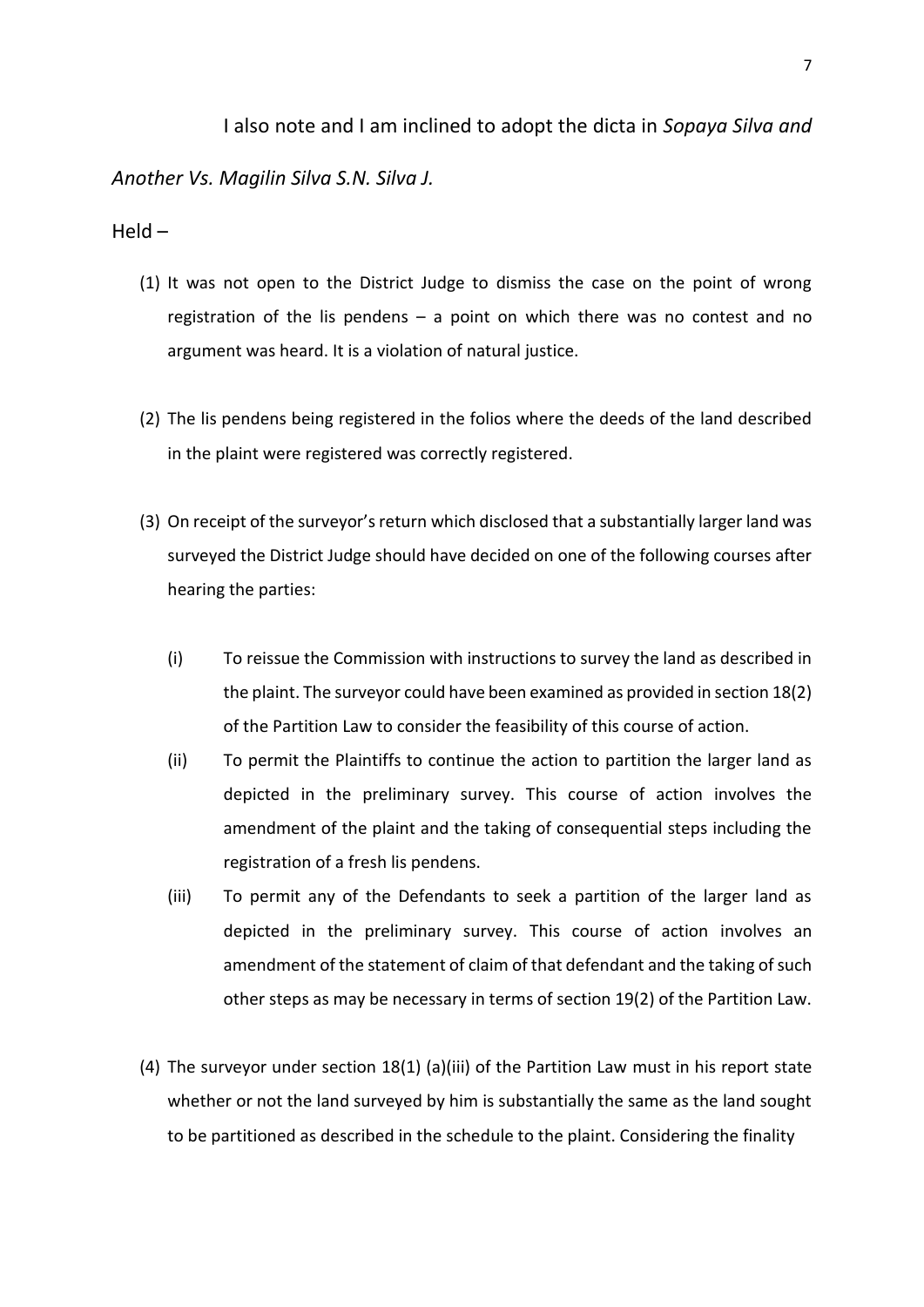I also note and I am inclined to adopt the dicta in *Sopaya Silva and Another Vs. Magilin Silva S.N. Silva J.*

Held –

(1) It was not open to the District Judge to dismiss the case on the point of wrong registration of the lis pendens – a point on which there was no contest and no argument was heard. It is a violation of natural justice.

(2) The lis pendens being registered in the folios where the deeds of the land described in the plaint were registered was correctly registered.

(3) On receipt of the surveyor's return which disclosed that a substantially larger land was surveyed the District Judge should have decided on one of the following courses after hearing the parties:

   (i) To reissue the Commission with instructions to survey the land as described in the plaint. The surveyor could have been examined as provided in section 18(2) of the Partition Law to consider the feasibility of this course of action.

   (ii) To permit the Plaintiffs to continue the action to partition the larger land as depicted in the preliminary survey. This course of action involves the amendment of the plaint and the taking of consequential steps including the registration of a fresh lis pendens.

   (iii) To permit any of the Defendants to seek a partition of the larger land as depicted in the preliminary survey. This course of action involves an amendment of the statement of claim of that defendant and the taking of such other steps as may be necessary in terms of section 19(2) of the Partition Law.

(4) The surveyor under section 18(1) (a)(iii) of the Partition Law must in his report state whether or not the land surveyed by him is substantially the same as the land sought to be partitioned as described in the schedule to the plaint. Considering the finality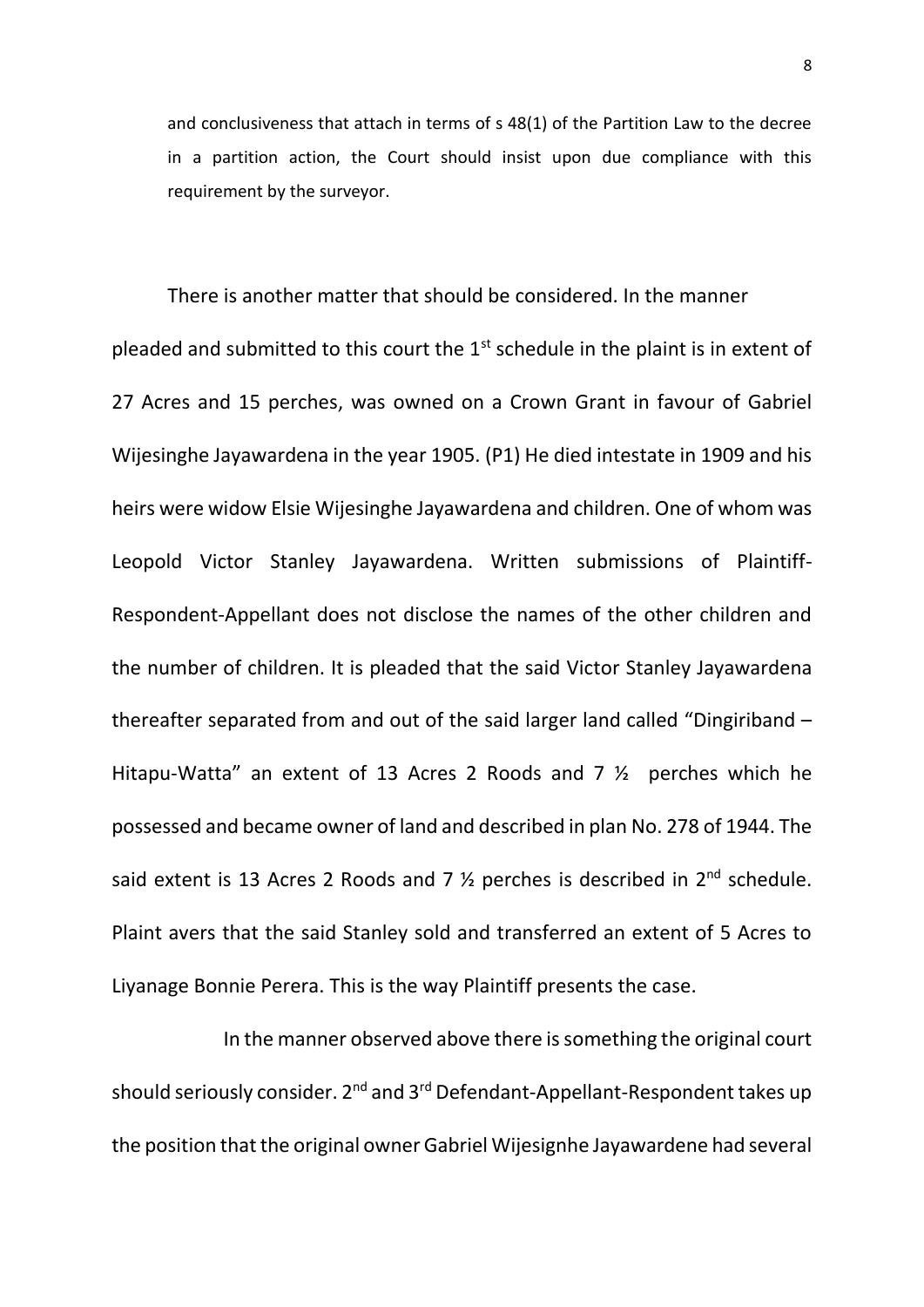and conclusiveness that attach in terms of s 48(1) of the Partition Law to the decree in a partition action, the Court should insist upon due compliance with this requirement by the surveyor.

There is another matter that should be considered. In the manner pleaded and submitted to this court the 1st schedule in the plaint is in extent of 27 Acres and 15 perches, was owned on a Crown Grant in favour of Gabriel Wijesinghe Jayawardena in the year 1905. (P1) He died intestate in 1909 and his heirs were widow Elsie Wijesinghe Jayawardena and children. One of whom was Leopold Victor Stanley Jayawardena. Written submissions of Plaintiff-Respondent-Appellant does not disclose the names of the other children and the number of children. It is pleaded that the said Victor Stanley Jayawardena thereafter separated from and out of the said larger land called "Dingiriband – Hitapu-Watta" an extent of 13 Acres 2 Roods and 7 ½ perches which he possessed and became owner of land and described in plan No. 278 of 1944. The said extent is 13 Acres 2 Roods and 7 ½ perches is described in 2nd schedule. Plaint avers that the said Stanley sold and transferred an extent of 5 Acres to Liyanage Bonnie Perera. This is the way Plaintiff presents the case.

In the manner observed above there is something the original court should seriously consider. 2nd and 3rd Defendant-Appellant-Respondent takes up the position that the original owner Gabriel Wijesignhe Jayawardene had several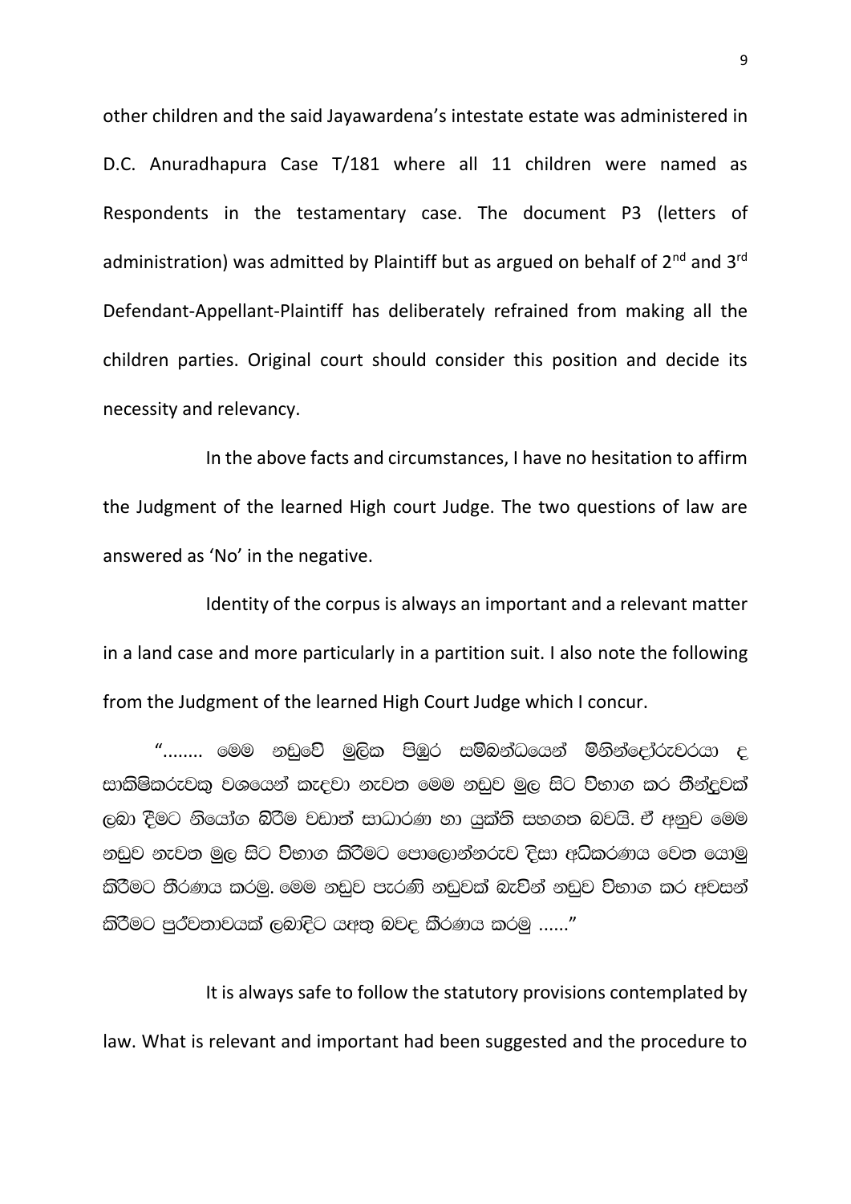other children and the said Jayawardena's intestate estate was administered in D.C. Anuradhapura Case T/181 where all 11 children were named as Respondents in the testamentary case. The document P3 (letters of administration) was admitted by Plaintiff but as argued on behalf of 2nd and 3rd Defendant-Appellant-Plaintiff has deliberately refrained from making all the children parties. Original court should consider this position and decide its necessity and relevancy.

In the above facts and circumstances, I have no hesitation to affirm the Judgment of the learned High court Judge. The two questions of law are answered as 'No' in the negative.

Identity of the corpus is always an important and a relevant matter in a land case and more particularly in a partition suit. I also note the following from the Judgment of the learned High Court Judge which I concur.

"........ මෙම නඩුවේ මූලික පිඹුර සම්බන්ධයෙන් මිනින්දෝරුවරයා ද සාක්ෂිකරුවකු වශයෙන් කැඳවා නැවත මෙම නඩුව මුල සිට විභාග කර තීන්දුවක් ලබා දීමට නියෝග කිරීම වඩාත් සාධාරණ හා යුක්ති සහගත බවයි. ඒ අනුව මෙම නඩුව නැවත මුල සිට විභාග කිරීමට පොළොන්නරුව දිසා අධිකරණය වෙත යොමු කිරීමට තීරණය කරමු. මෙම නඩුව පැරණි නඩුවක් බැවින් නඩුව විභාග කර අවසන් කිරීමට පූර්වතාවයක් ලබාදිට යුතු බවද තීරණය කරමු ......"

It is always safe to follow the statutory provisions contemplated by law. What is relevant and important had been suggested and the procedure to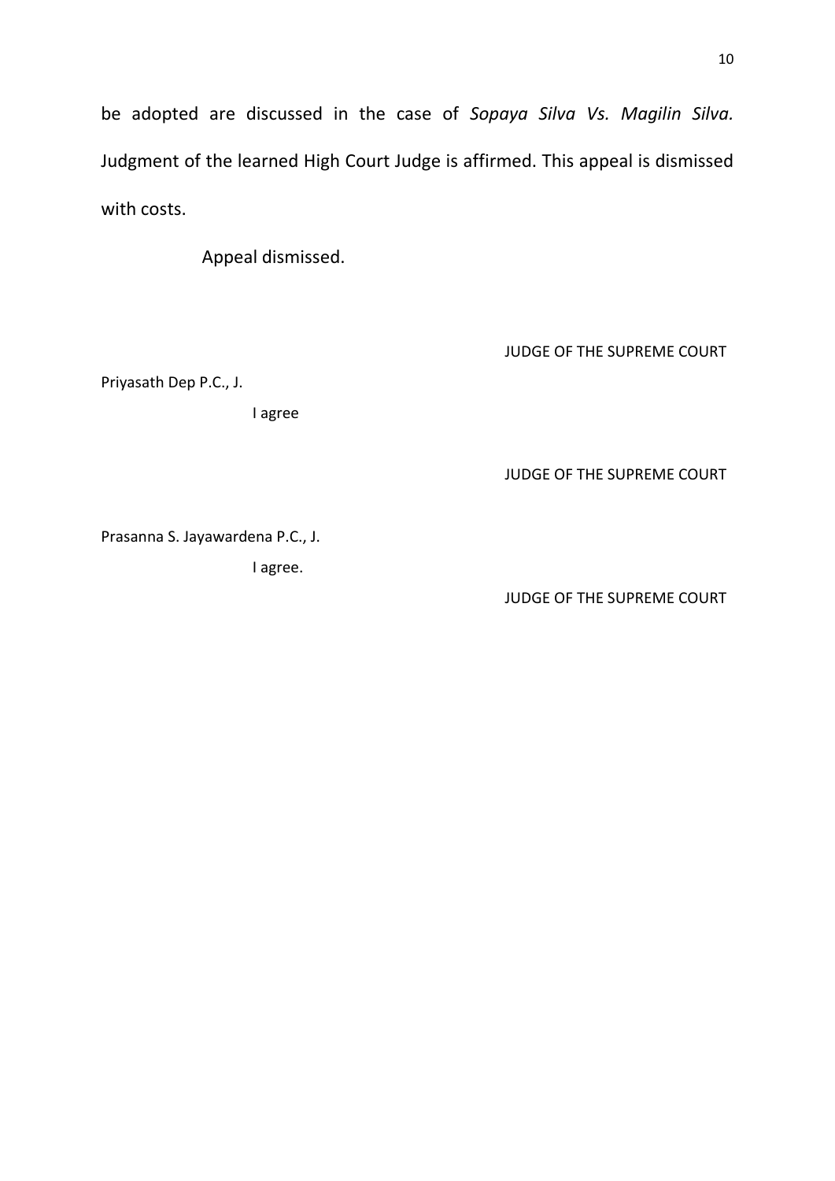be adopted are discussed in the case of *Sopaya Silva Vs. Magilin Silva.* Judgment of the learned High Court Judge is affirmed. This appeal is dismissed with costs.

Appeal dismissed.

JUDGE OF THE SUPREME COURT

Priyasath Dep P.C., J.

I agree

JUDGE OF THE SUPREME COURT

Prasanna S. Jayawardena P.C., J.

I agree.

JUDGE OF THE SUPREME COURT